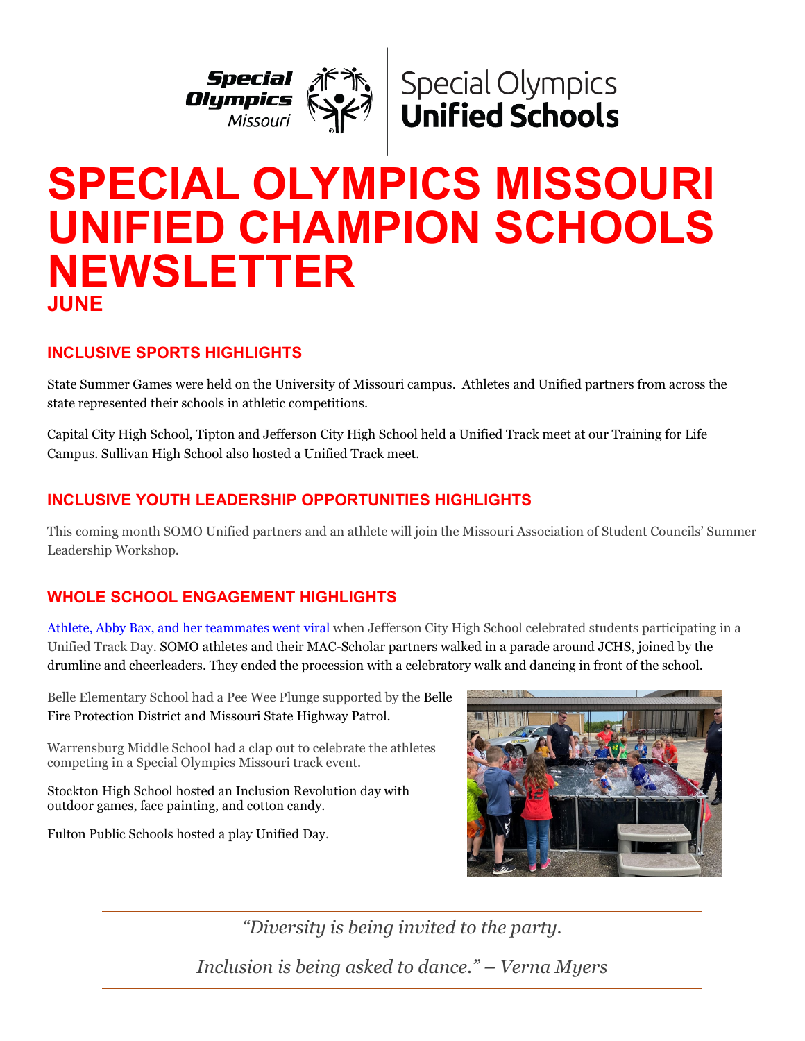# SPECIAL OLYMPICS MISSOURI UNIFIED CHAMPION SCHOOLS NEWSLETTER

## JUNE

### INCLUSIVE SPORTS HIGHLIGHTS

State Summer Games were held on the University of Missouri campus. Athletes and Unified partners from across the state represented their schools in athletic competitions.

Capital City High School, Tipton and Jefferson City High School held a Unified Track meet at our Training for Life Campus. Sullivan High School also hosted a Unified Track meet.

### INCLUSIVE YOUTH LEADERSHIP OPPORTUNITIES HIGHLIGHTS

This coming month SOMO Unified partners and an athlete will join the Missouri Association of Student Councils' Summer Leadership Workshop.

### WHOLE SCHOOL ENGAGEMENT HIGHLIGHTS

Athlete, Abby Bax, and her teammates went viral when Jefferson City High School celebrated students participating in a Unified Track Day. SOMO athletes and their MAC-Scholar partners walked in a parade around JCHS, joined by the drumline and cheerleaders. They ended the procession with a celebratory walk and dancing in front of the school.

Belle Elementary School had a Pee Wee Plunge supported by the Belle Fire Protection District and Missouri State Highway Patrol.

Warrensburg Middle School had a clap out to celebrate the athletes competing in a Special Olympics Missouri track event.

Stockton High School hosted an Inclusion Revolution day with outdoor games, face painting, and cotton candy.

Fulton Public Schools hosted a play Unified Day.

*"Diversity is being invited to the party.*

*Inclusion is being asked to dance." – Verna Myers*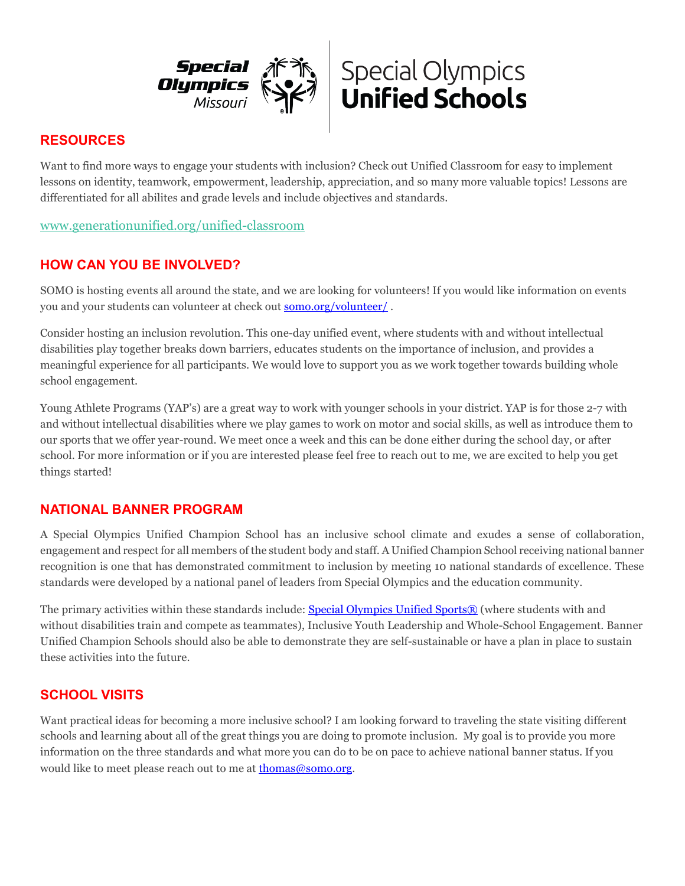## RESOURCES

Want to find more ways to engage your students with inclusion? Check out Unified Classroom for easy to implement lessons on identity, teamwork, empowerment, leadership, appreciation, and so many more valuable topics! Lessons are differentiated for all abilites and grade levels and include objectives and standards.

www.generationunified.org/unified-classroom

## HOW CAN YOU BE INVOLVED?

SOMO is hosting events all around the state, and we are looking for volunteers! If you would like information on events you and your students can volunteer at check out somo.org/volunteer/ .

Consider hosting an inclusion revolution. This one-day unified event, where students with and without intellectual disabilities play together breaks down barriers, educates students on the importance of inclusion, and provides a meaningful experience for all participants. We would love to support you as we work together towards building whole school engagement.

Young Athlete Programs (YAP's) are a great way to work with younger schools in your district. YAP is for those 2-7 with and without intellectual disabilities where we play games to work on motor and social skills, as well as introduce them to our sports that we offer year-round. We meet once a week and this can be done either during the school day, or after school. For more information or if you are interested please feel free to reach out to me, we are excited to help you get things started!

## NATIONAL BANNER PROGRAM

A Special Olympics Unified Champion School has an inclusive school climate and exudes a sense of collaboration, engagement and respect for all members of the student body and staff. A Unified Champion School receiving national banner recognition is one that has demonstrated commitment to inclusion by meeting 10 national standards of excellence. These standards were developed by a national panel of leaders from Special Olympics and the education community.

The primary activities within these standards include: Special Olympics Unified Sports® (where students with and without disabilities train and compete as teammates), Inclusive Youth Leadership and Whole-School Engagement. Banner Unified Champion Schools should also be able to demonstrate they are self-sustainable or have a plan in place to sustain these activities into the future.

## SCHOOL VISITS

Want practical ideas for becoming a more inclusive school? I am looking forward to traveling the state visiting different schools and learning about all of the great things you are doing to promote inclusion. My goal is to provide you more information on the three standards and what more you can do to be on pace to achieve national banner status. If you would like to meet please reach out to me at thomas@somo.org.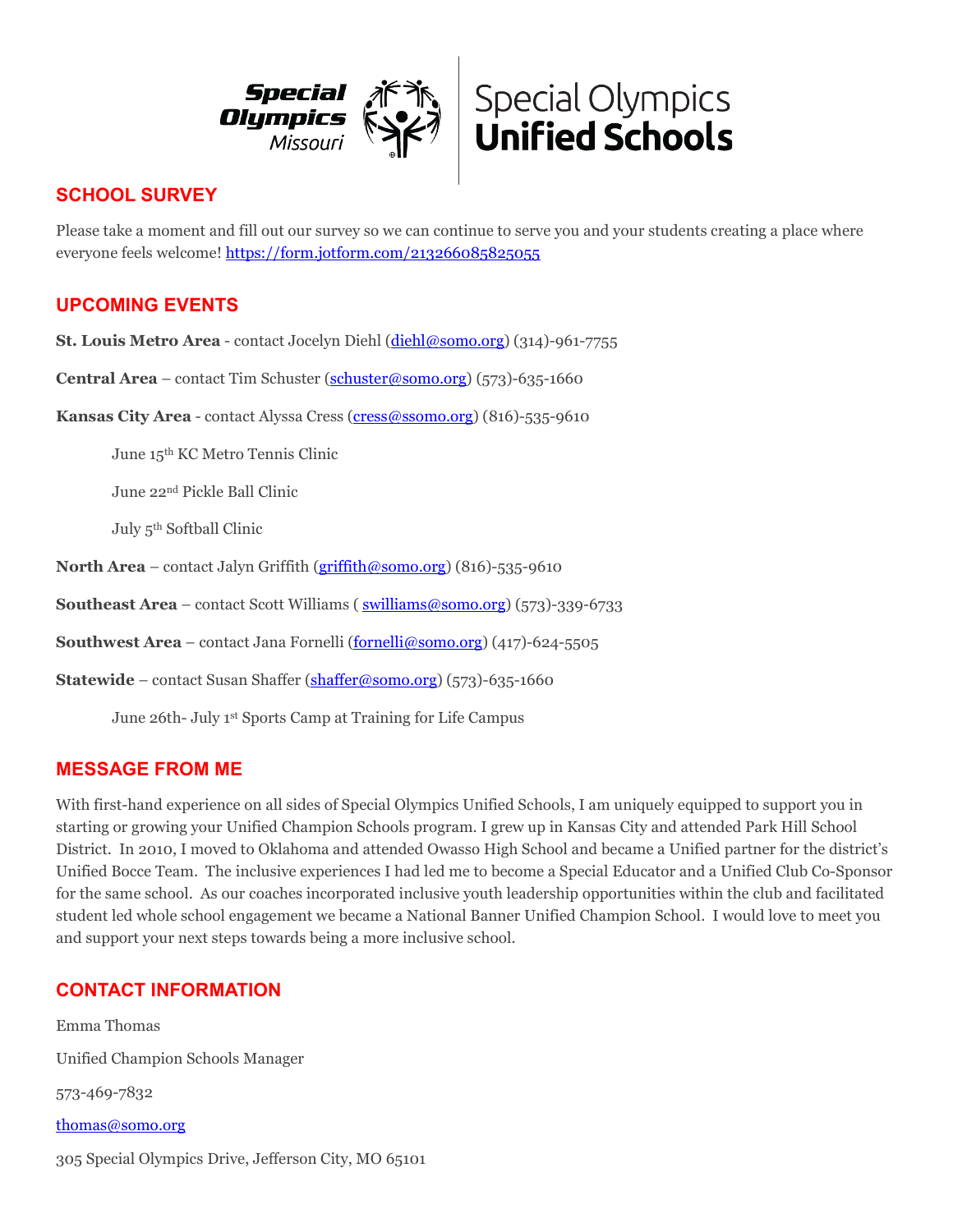## SCHOOL SURVEY

Please take a moment and fill out our survey so we can continue to serve you and your students creating a place where everyone feels welcome! https://form.jotform.com/213266085825055

## UPCOMING EVENTS

**St. Louis Metro Area** - contact Jocelyn Diehl (diehl@somo.org) (314)-961-7755

**Central Area** – contact Tim Schuster (schuster@somo.org) (573)-635-1660

**Kansas City Area** - contact Alyssa Cress (cress@ssomo.org) (816)-535-9610

June 15th KC Metro Tennis Clinic

June 22nd Pickle Ball Clinic

July 5th Softball Clinic

**North Area** – contact Jalyn Griffith (griffith@somo.org) (816)-535-9610

**Southeast Area** – contact Scott Williams ( swilliams@somo.org) (573)-339-6733

**Southwest Area** – contact Jana Fornelli (fornelli@somo.org) (417)-624-5505

**Statewide** – contact Susan Shaffer (shaffer@somo.org) (573)-635-1660

June 26th- July 1st Sports Camp at Training for Life Campus

## MESSAGE FROM ME

With first-hand experience on all sides of Special Olympics Unified Schools, I am uniquely equipped to support you in starting or growing your Unified Champion Schools program. I grew up in Kansas City and attended Park Hill School District. In 2010, I moved to Oklahoma and attended Owasso High School and became a Unified partner for the district's Unified Bocce Team. The inclusive experiences I had led me to become a Special Educator and a Unified Club Co-Sponsor for the same school. As our coaches incorporated inclusive youth leadership opportunities within the club and facilitated student led whole school engagement we became a National Banner Unified Champion School. I would love to meet you and support your next steps towards being a more inclusive school.

## CONTACT INFORMATION

Emma Thomas

Unified Champion Schools Manager

573-469-7832

thomas@somo.org

305 Special Olympics Drive, Jefferson City, MO 65101